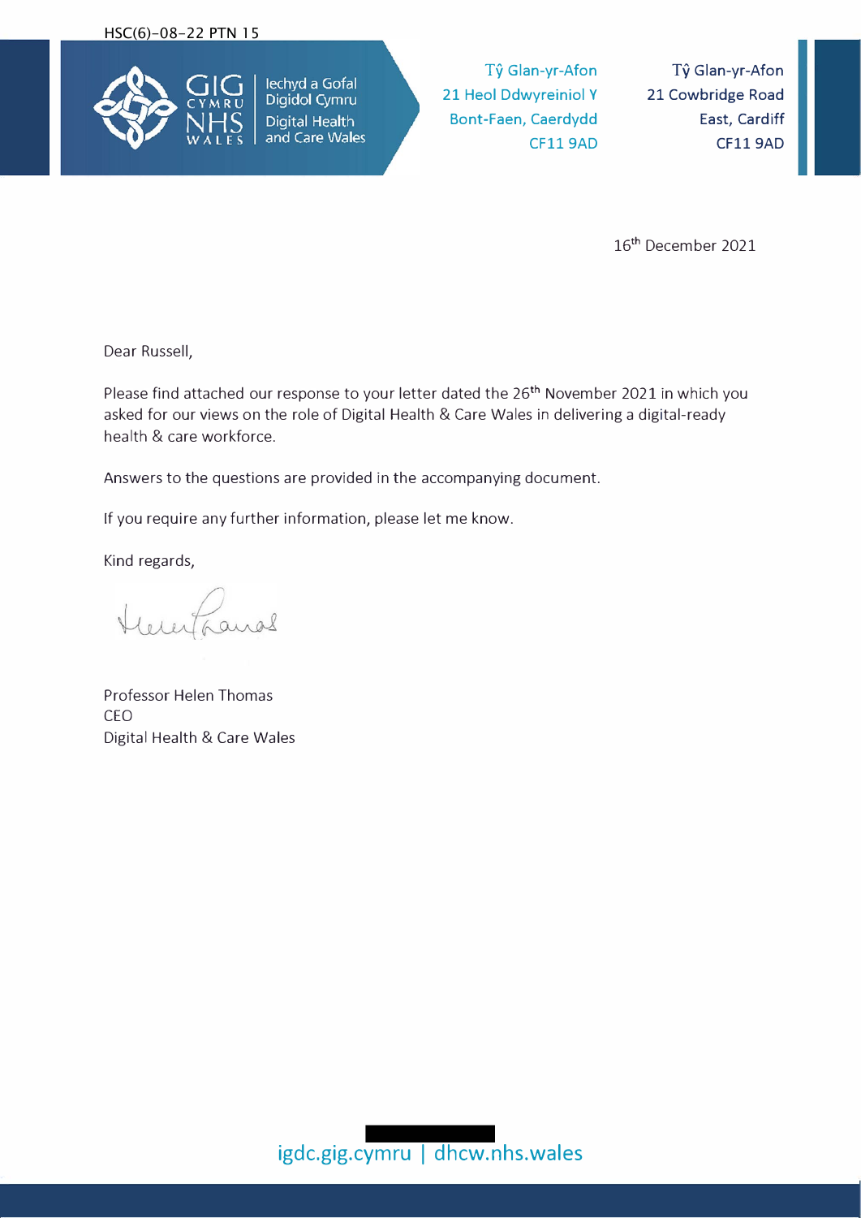HSC(6)-08-22 PTN 15

Iechyd a Gofal Digidol Cymru
Digital Health and Care Wales

Tŷ Glan-yr-Afon
21 Heol Ddwyreiniol Y
Bont-Faen, Caerdydd
CF11 9AD

Tŷ Glan-yr-Afon
21 Cowbridge Road
East, Cardiff
CF11 9AD

16th December 2021

Dear Russell,

Please find attached our response to your letter dated the 26th November 2021 in which you asked for our views on the role of Digital Health & Care Wales in delivering a digital-ready health & care workforce.

Answers to the questions are provided in the accompanying document.

If you require any further information, please let me know.

Kind regards,

Professor Helen Thomas
CEO
Digital Health & Care Wales

igdc.gig.cymru | dhcw.nhs.wales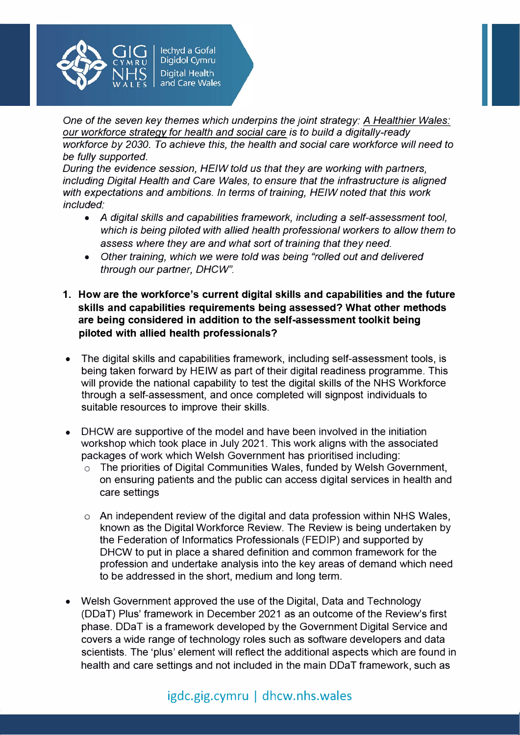*One of the seven key themes which underpins the joint strategy: A Healthier Wales: our workforce strategy for health and social care is to build a digitally-ready workforce by 2030. To achieve this, the health and social care workforce will need to be fully supported.*
*During the evidence session, HEIW told us that they are working with partners, including Digital Health and Care Wales, to ensure that the infrastructure is aligned with expectations and ambitions. In terms of training, HEIW noted that this work included:*

- *A digital skills and capabilities framework, including a self-assessment tool, which is being piloted with allied health professional workers to allow them to assess where they are and what sort of training that they need.*
- *Other training, which we were told was being "rolled out and delivered through our partner, DHCW".*

**1. How are the workforce's current digital skills and capabilities and the future skills and capabilities requirements being assessed? What other methods are being considered in addition to the self-assessment toolkit being piloted with allied health professionals?**

- The digital skills and capabilities framework, including self-assessment tools, is being taken forward by HEIW as part of their digital readiness programme. This will provide the national capability to test the digital skills of the NHS Workforce through a self-assessment, and once completed will signpost individuals to suitable resources to improve their skills.

- DHCW are supportive of the model and have been involved in the initiation workshop which took place in July 2021. This work aligns with the associated packages of work which Welsh Government has prioritised including:
    - The priorities of Digital Communities Wales, funded by Welsh Government, on ensuring patients and the public can access digital services in health and care settings

    - An independent review of the digital and data profession within NHS Wales, known as the Digital Workforce Review. The Review is being undertaken by the Federation of Informatics Professionals (FEDIP) and supported by DHCW to put in place a shared definition and common framework for the profession and undertake analysis into the key areas of demand which need to be addressed in the short, medium and long term.

- Welsh Government approved the use of the Digital, Data and Technology (DDaT) Plus' framework in December 2021 as an outcome of the Review's first phase. DDaT is a framework developed by the Government Digital Service and covers a wide range of technology roles such as software developers and data scientists. The 'plus' element will reflect the additional aspects which are found in health and care settings and not included in the main DDaT framework, such as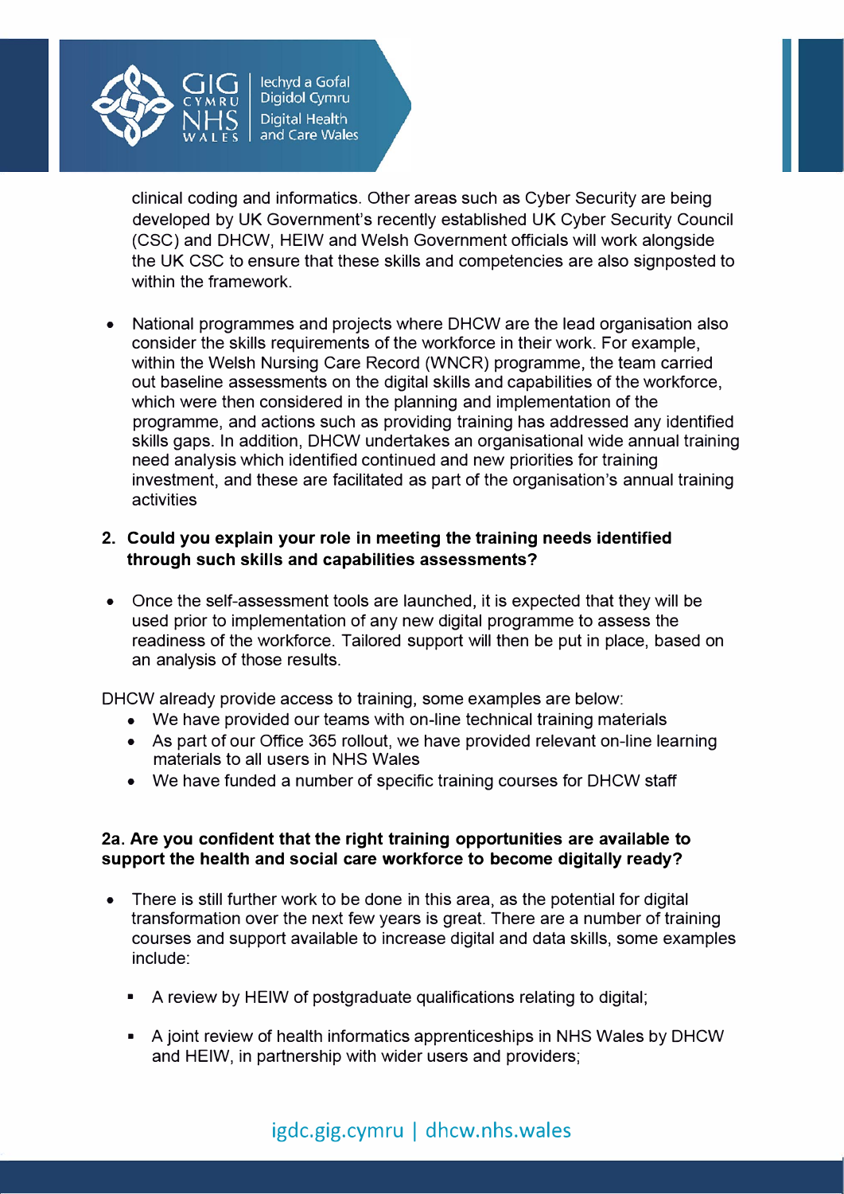clinical coding and informatics. Other areas such as Cyber Security are being developed by UK Government's recently established UK Cyber Security Council (CSC) and DHCW, HEIW and Welsh Government officials will work alongside the UK CSC to ensure that these skills and competencies are also signposted to within the framework.

- National programmes and projects where DHCW are the lead organisation also consider the skills requirements of the workforce in their work. For example, within the Welsh Nursing Care Record (WNCR) programme, the team carried out baseline assessments on the digital skills and capabilities of the workforce, which were then considered in the planning and implementation of the programme, and actions such as providing training has addressed any identified skills gaps. In addition, DHCW undertakes an organisational wide annual training need analysis which identified continued and new priorities for training investment, and these are facilitated as part of the organisation's annual training activities

**2. Could you explain your role in meeting the training needs identified through such skills and capabilities assessments?**

- Once the self-assessment tools are launched, it is expected that they will be used prior to implementation of any new digital programme to assess the readiness of the workforce. Tailored support will then be put in place, based on an analysis of those results.

DHCW already provide access to training, some examples are below:

- We have provided our teams with on-line technical training materials
- As part of our Office 365 rollout, we have provided relevant on-line learning materials to all users in NHS Wales
- We have funded a number of specific training courses for DHCW staff

**2a. Are you confident that the right training opportunities are available to support the health and social care workforce to become digitally ready?**

- There is still further work to be done in this area, as the potential for digital transformation over the next few years is great. There are a number of training courses and support available to increase digital and data skills, some examples include:
  - A review by HEIW of postgraduate qualifications relating to digital;
  - A joint review of health informatics apprenticeships in NHS Wales by DHCW and HEIW, in partnership with wider users and providers;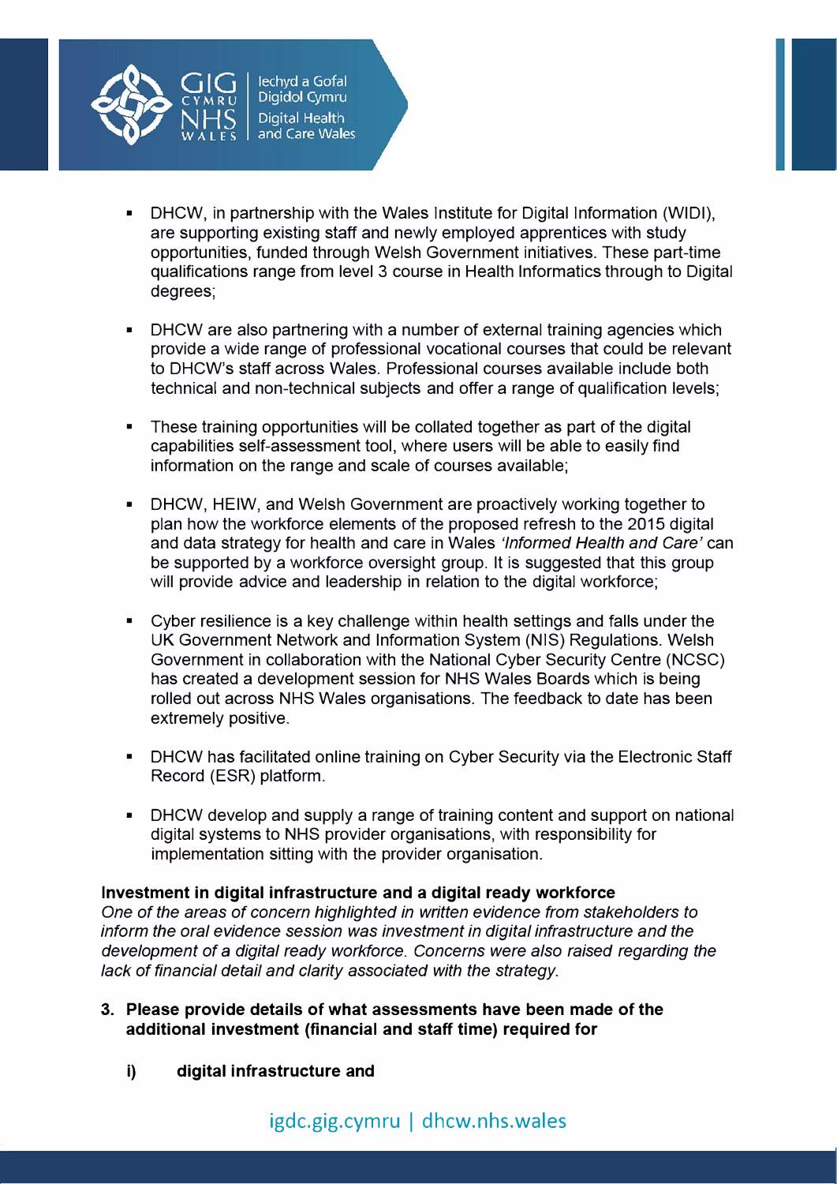- DHCW, in partnership with the Wales Institute for Digital Information (WIDI), are supporting existing staff and newly employed apprentices with study opportunities, funded through Welsh Government initiatives. These part-time qualifications range from level 3 course in Health Informatics through to Digital degrees;

- DHCW are also partnering with a number of external training agencies which provide a wide range of professional vocational courses that could be relevant to DHCW's staff across Wales. Professional courses available include both technical and non-technical subjects and offer a range of qualification levels;

- These training opportunities will be collated together as part of the digital capabilities self-assessment tool, where users will be able to easily find information on the range and scale of courses available;

- DHCW, HEIW, and Welsh Government are proactively working together to plan how the workforce elements of the proposed refresh to the 2015 digital and data strategy for health and care in Wales *'Informed Health and Care'* can be supported by a workforce oversight group. It is suggested that this group will provide advice and leadership in relation to the digital workforce;

- Cyber resilience is a key challenge within health settings and falls under the UK Government Network and Information System (NIS) Regulations. Welsh Government in collaboration with the National Cyber Security Centre (NCSC) has created a development session for NHS Wales Boards which is being rolled out across NHS Wales organisations. The feedback to date has been extremely positive.

- DHCW has facilitated online training on Cyber Security via the Electronic Staff Record (ESR) platform.

- DHCW develop and supply a range of training content and support on national digital systems to NHS provider organisations, with responsibility for implementation sitting with the provider organisation.

**Investment in digital infrastructure and a digital ready workforce**
*One of the areas of concern highlighted in written evidence from stakeholders to inform the oral evidence session was investment in digital infrastructure and the development of a digital ready workforce. Concerns were also raised regarding the lack of financial detail and clarity associated with the strategy.*

**3. Please provide details of what assessments have been made of the additional investment (financial and staff time) required for**

**i) digital infrastructure and**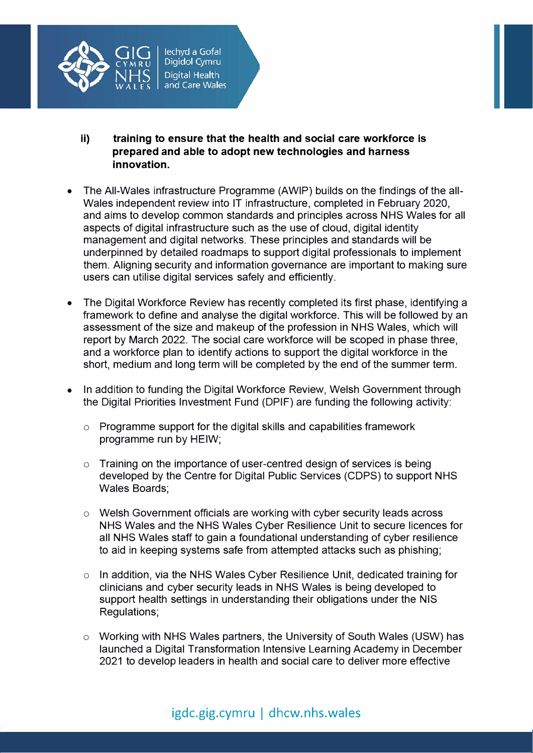**ii) training to ensure that the health and social care workforce is prepared and able to adopt new technologies and harness innovation.**

- The All-Wales infrastructure Programme (AWIP) builds on the findings of the all-Wales independent review into IT infrastructure, completed in February 2020, and aims to develop common standards and principles across NHS Wales for all aspects of digital infrastructure such as the use of cloud, digital identity management and digital networks. These principles and standards will be underpinned by detailed roadmaps to support digital professionals to implement them. Aligning security and information governance are important to making sure users can utilise digital services safely and efficiently.

- The Digital Workforce Review has recently completed its first phase, identifying a framework to define and analyse the digital workforce. This will be followed by an assessment of the size and makeup of the profession in NHS Wales, which will report by March 2022. The social care workforce will be scoped in phase three, and a workforce plan to identify actions to support the digital workforce in the short, medium and long term will be completed by the end of the summer term.

- In addition to funding the Digital Workforce Review, Welsh Government through the Digital Priorities Investment Fund (DPIF) are funding the following activity:

  - Programme support for the digital skills and capabilities framework programme run by HEIW;

  - Training on the importance of user-centred design of services is being developed by the Centre for Digital Public Services (CDPS) to support NHS Wales Boards;

  - Welsh Government officials are working with cyber security leads across NHS Wales and the NHS Wales Cyber Resilience Unit to secure licences for all NHS Wales staff to gain a foundational understanding of cyber resilience to aid in keeping systems safe from attempted attacks such as phishing;

  - In addition, via the NHS Wales Cyber Resilience Unit, dedicated training for clinicians and cyber security leads in NHS Wales is being developed to support health settings in understanding their obligations under the NIS Regulations;

  - Working with NHS Wales partners, the University of South Wales (USW) has launched a Digital Transformation Intensive Learning Academy in December 2021 to develop leaders in health and social care to deliver more effective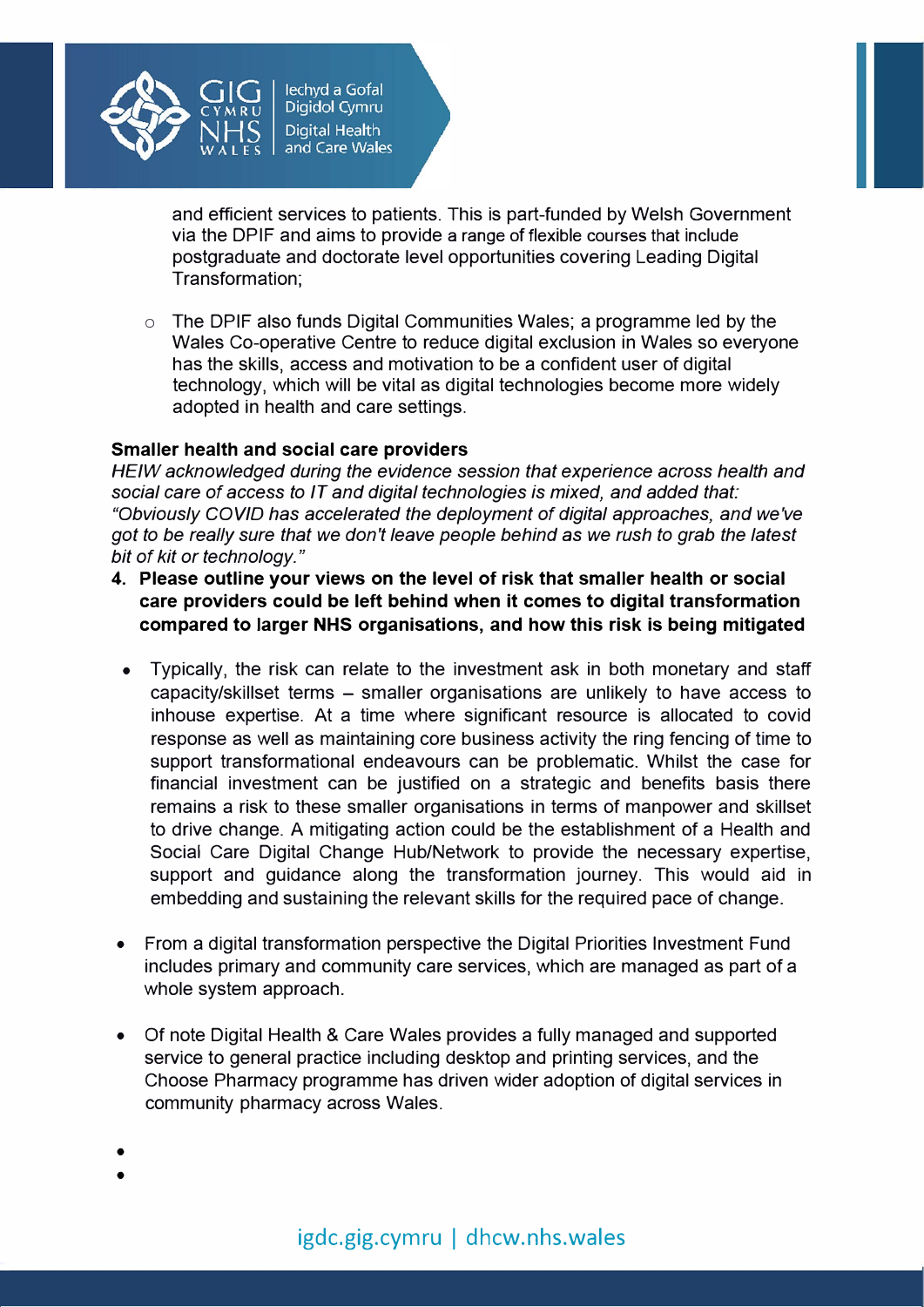and efficient services to patients. This is part-funded by Welsh Government via the DPIF and aims to provide a range of flexible courses that include postgraduate and doctorate level opportunities covering Leading Digital Transformation;

  - The DPIF also funds Digital Communities Wales; a programme led by the Wales Co-operative Centre to reduce digital exclusion in Wales so everyone has the skills, access and motivation to be a confident user of digital technology, which will be vital as digital technologies become more widely adopted in health and care settings.

**Smaller health and social care providers**

*HEIW acknowledged during the evidence session that experience across health and social care of access to IT and digital technologies is mixed, and added that: "Obviously COVID has accelerated the deployment of digital approaches, and we've got to be really sure that we don't leave people behind as we rush to grab the latest bit of kit or technology."*

**4. Please outline your views on the level of risk that smaller health or social care providers could be left behind when it comes to digital transformation compared to larger NHS organisations, and how this risk is being mitigated**

- Typically, the risk can relate to the investment ask in both monetary and staff capacity/skillset terms – smaller organisations are unlikely to have access to inhouse expertise. At a time where significant resource is allocated to covid response as well as maintaining core business activity the ring fencing of time to support transformational endeavours can be problematic. Whilst the case for financial investment can be justified on a strategic and benefits basis there remains a risk to these smaller organisations in terms of manpower and skillset to drive change. A mitigating action could be the establishment of a Health and Social Care Digital Change Hub/Network to provide the necessary expertise, support and guidance along the transformation journey. This would aid in embedding and sustaining the relevant skills for the required pace of change.

- From a digital transformation perspective the Digital Priorities Investment Fund includes primary and community care services, which are managed as part of a whole system approach.

- Of note Digital Health & Care Wales provides a fully managed and supported service to general practice including desktop and printing services, and the Choose Pharmacy programme has driven wider adoption of digital services in community pharmacy across Wales.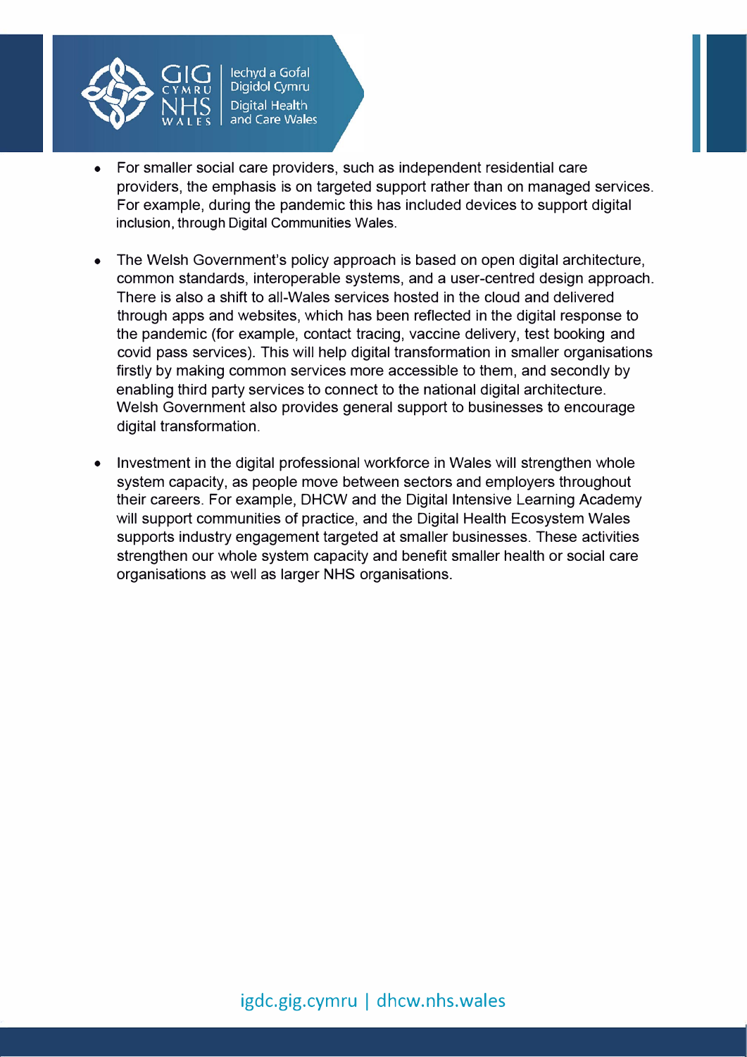- For smaller social care providers, such as independent residential care providers, the emphasis is on targeted support rather than on managed services. For example, during the pandemic this has included devices to support digital inclusion, through Digital Communities Wales.

- The Welsh Government's policy approach is based on open digital architecture, common standards, interoperable systems, and a user-centred design approach. There is also a shift to all-Wales services hosted in the cloud and delivered through apps and websites, which has been reflected in the digital response to the pandemic (for example, contact tracing, vaccine delivery, test booking and covid pass services). This will help digital transformation in smaller organisations firstly by making common services more accessible to them, and secondly by enabling third party services to connect to the national digital architecture. Welsh Government also provides general support to businesses to encourage digital transformation.

- Investment in the digital professional workforce in Wales will strengthen whole system capacity, as people move between sectors and employers throughout their careers. For example, DHCW and the Digital Intensive Learning Academy will support communities of practice, and the Digital Health Ecosystem Wales supports industry engagement targeted at smaller businesses. These activities strengthen our whole system capacity and benefit smaller health or social care organisations as well as larger NHS organisations.